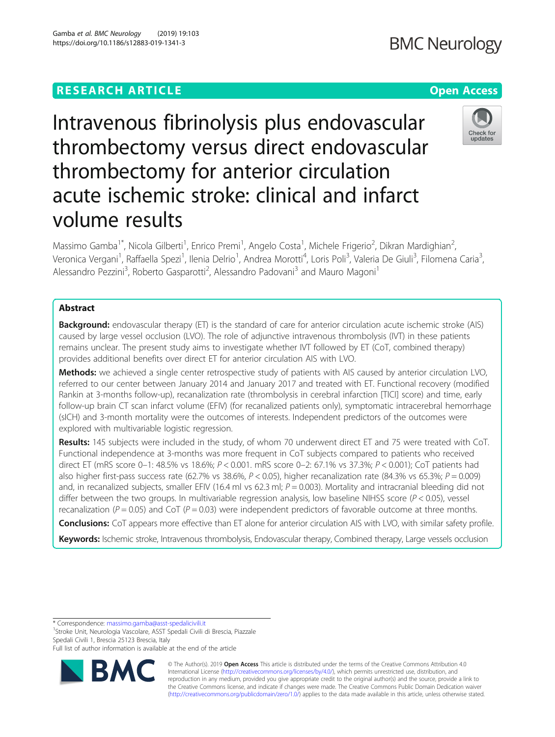RESEARCH ARTICLE

Open Access

# Intravenous fibrinolysis plus endovascular thrombectomy versus direct endovascular thrombectomy for anterior circulation acute ischemic stroke: clinical and infarct volume results

Massimo Gamba[1*], Nicola Gilberti[1], Enrico Premi[1], Angelo Costa[1], Michele Frigerio[2], Dikran Mardighian[2], Veronica Vergani[1], Raffaella Spezi[1], Ilenia Delrio[1], Andrea Morotti[4], Loris Poli[3], Valeria De Giuli[3], Filomena Caria[3], Alessandro Pezzini[3], Roberto Gasparotti[2], Alessandro Padovani[3] and Mauro Magoni[1]

## Abstract

**Background:** endovascular therapy (ET) is the standard of care for anterior circulation acute ischemic stroke (AIS) caused by large vessel occlusion (LVO). The role of adjunctive intravenous thrombolysis (IVT) in these patients remains unclear. The present study aims to investigate whether IVT followed by ET (CoT, combined therapy) provides additional benefits over direct ET for anterior circulation AIS with LVO.

**Methods:** we achieved a single center retrospective study of patients with AIS caused by anterior circulation LVO, referred to our center between January 2014 and January 2017 and treated with ET. Functional recovery (modified Rankin at 3-months follow-up), recanalization rate (thrombolysis in cerebral infarction [TICI] score) and time, early follow-up brain CT scan infarct volume (EFIV) (for recanalized patients only), symptomatic intracerebral hemorrhage (sICH) and 3-month mortality were the outcomes of interests. Independent predictors of the outcomes were explored with multivariable logistic regression.

**Results:** 145 subjects were included in the study, of whom 70 underwent direct ET and 75 were treated with CoT. Functional independence at 3-months was more frequent in CoT subjects compared to patients who received direct ET (mRS score 0–1: 48.5% vs 18.6%; $P < 0.001$. mRS score 0–2: 67.1% vs 37.3%; $P < 0.001$); CoT patients had also higher first-pass success rate (62.7% vs 38.6%, $P < 0.05$), higher recanalization rate (84.3% vs 65.3%; $P = 0.009$) and, in recanalized subjects, smaller EFIV (16.4 ml vs 62.3 ml; $P = 0.003$). Mortality and intracranial bleeding did not differ between the two groups. In multivariable regression analysis, low baseline NIHSS score ($P < 0.05$), vessel recanalization ($P = 0.05$) and CoT ($P = 0.03$) were independent predictors of favorable outcome at three months.

**Conclusions:** CoT appears more effective than ET alone for anterior circulation AIS with LVO, with similar safety profile.

**Keywords:** Ischemic stroke, Intravenous thrombolysis, Endovascular therapy, Combined therapy, Large vessels occlusion

\* Correspondence: massimo.gamba@asst-spedalicivili.it

[1]Stroke Unit, Neurologia Vascolare, ASST Spedali Civili di Brescia, Piazzale Spedali Civili 1, Brescia 25123 Brescia, Italy

Full list of author information is available at the end of the article

© The Author(s). 2019 **Open Access** This article is distributed under the terms of the Creative Commons Attribution 4.0 International License (http://creativecommons.org/licenses/by/4.0/), which permits unrestricted use, distribution, and reproduction in any medium, provided you give appropriate credit to the original author(s) and the source, provide a link to the Creative Commons license, and indicate if changes were made. The Creative Commons Public Domain Dedication waiver (http://creativecommons.org/publicdomain/zero/1.0/) applies to the data made available in this article, unless otherwise stated.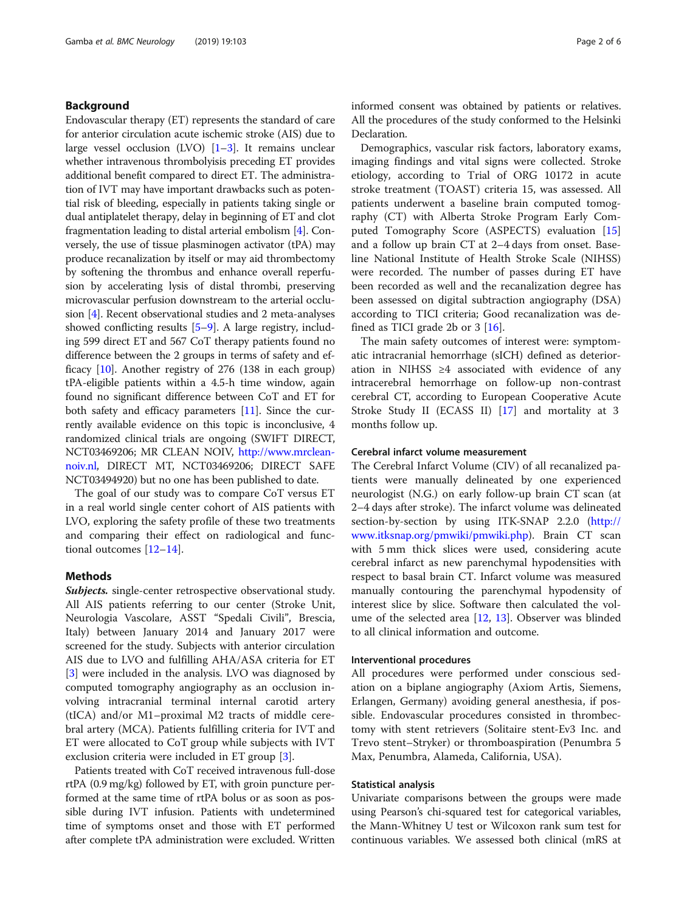## Background

Endovascular therapy (ET) represents the standard of care for anterior circulation acute ischemic stroke (AIS) due to large vessel occlusion (LVO) [1–3]. It remains unclear whether intravenous thrombolyisis preceding ET provides additional benefit compared to direct ET. The administration of IVT may have important drawbacks such as potential risk of bleeding, especially in patients taking single or dual antiplatelet therapy, delay in beginning of ET and clot fragmentation leading to distal arterial embolism [4]. Conversely, the use of tissue plasminogen activator (tPA) may produce recanalization by itself or may aid thrombectomy by softening the thrombus and enhance overall reperfusion by accelerating lysis of distal thrombi, preserving microvascular perfusion downstream to the arterial occlusion [4]. Recent observational studies and 2 meta-analyses showed conflicting results [5–9]. A large registry, including 599 direct ET and 567 CoT therapy patients found no difference between the 2 groups in terms of safety and efficacy [10]. Another registry of 276 (138 in each group) tPA-eligible patients within a 4.5-h time window, again found no significant difference between CoT and ET for both safety and efficacy parameters [11]. Since the currently available evidence on this topic is inconclusive, 4 randomized clinical trials are ongoing (SWIFT DIRECT, NCT03469206; MR CLEAN NOIV, http://www.mrclean-noiv.nl, DIRECT MT, NCT03469206; DIRECT SAFE NCT03494920) but no one has been published to date.

The goal of our study was to compare CoT versus ET in a real world single center cohort of AIS patients with LVO, exploring the safety profile of these two treatments and comparing their effect on radiological and functional outcomes [12–14].

## Methods

***Subjects.*** single-center retrospective observational study. All AIS patients referring to our center (Stroke Unit, Neurologia Vascolare, ASST "Spedali Civili", Brescia, Italy) between January 2014 and January 2017 were screened for the study. Subjects with anterior circulation AIS due to LVO and fulfilling AHA/ASA criteria for ET [3] were included in the analysis. LVO was diagnosed by computed tomography angiography as an occlusion involving intracranial terminal internal carotid artery (tICA) and/or M1–proximal M2 tracts of middle cerebral artery (MCA). Patients fulfilling criteria for IVT and ET were allocated to CoT group while subjects with IVT exclusion criteria were included in ET group [3].

Patients treated with CoT received intravenous full-dose rtPA (0.9 mg/kg) followed by ET, with groin puncture performed at the same time of rtPA bolus or as soon as possible during IVT infusion. Patients with undetermined time of symptoms onset and those with ET performed after complete tPA administration were excluded. Written informed consent was obtained by patients or relatives. All the procedures of the study conformed to the Helsinki Declaration.

Demographics, vascular risk factors, laboratory exams, imaging findings and vital signs were collected. Stroke etiology, according to Trial of ORG 10172 in acute stroke treatment (TOAST) criteria 15, was assessed. All patients underwent a baseline brain computed tomography (CT) with Alberta Stroke Program Early Computed Tomography Score (ASPECTS) evaluation [15] and a follow up brain CT at 2–4 days from onset. Baseline National Institute of Health Stroke Scale (NIHSS) were recorded. The number of passes during ET have been recorded as well and the recanalization degree has been assessed on digital subtraction angiography (DSA) according to TICI criteria; Good recanalization was defined as TICI grade 2b or 3 [16].

The main safety outcomes of interest were: symptomatic intracranial hemorrhage (sICH) defined as deterioration in NIHSS ≥4 associated with evidence of any intracerebral hemorrhage on follow-up non-contrast cerebral CT, according to European Cooperative Acute Stroke Study II (ECASS II) [17] and mortality at 3 months follow up.

### Cerebral infarct volume measurement

The Cerebral Infarct Volume (CIV) of all recanalized patients were manually delineated by one experienced neurologist (N.G.) on early follow-up brain CT scan (at 2–4 days after stroke). The infarct volume was delineated section-by-section by using ITK-SNAP 2.2.0 (http://www.itksnap.org/pmwiki/pmwiki.php). Brain CT scan with 5 mm thick slices were used, considering acute cerebral infarct as new parenchymal hypodensities with respect to basal brain CT. Infarct volume was measured manually contouring the parenchymal hypodensity of interest slice by slice. Software then calculated the volume of the selected area [12, 13]. Observer was blinded to all clinical information and outcome.

### Interventional procedures

All procedures were performed under conscious sedation on a biplane angiography (Axiom Artis, Siemens, Erlangen, Germany) avoiding general anesthesia, if possible. Endovascular procedures consisted in thrombectomy with stent retrievers (Solitaire stent-Ev3 Inc. and Trevo stent–Stryker) or thromboaspiration (Penumbra 5 Max, Penumbra, Alameda, California, USA).

### Statistical analysis

Univariate comparisons between the groups were made using Pearson's chi-squared test for categorical variables, the Mann-Whitney U test or Wilcoxon rank sum test for continuous variables. We assessed both clinical (mRS at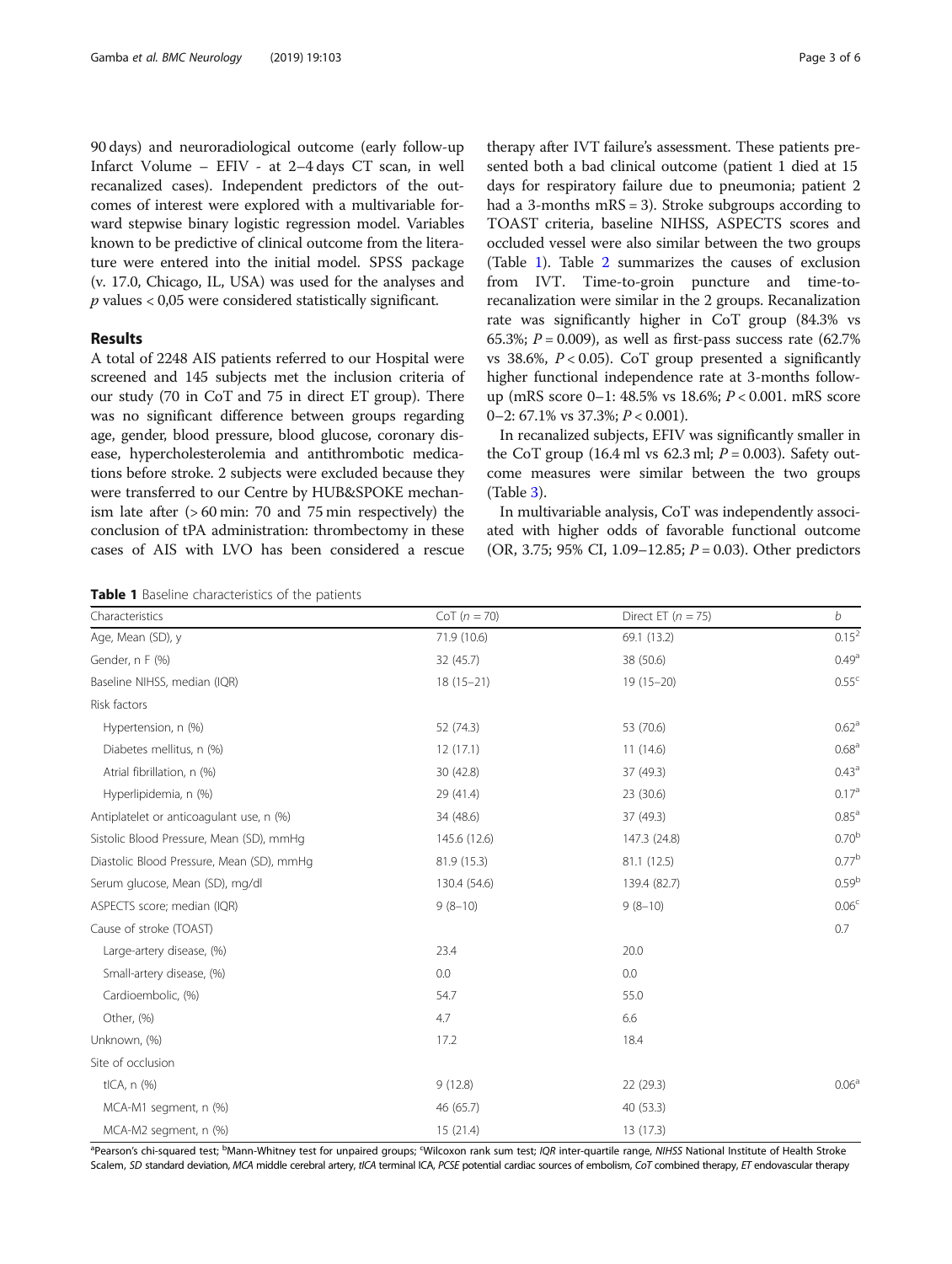90 days) and neuroradiological outcome (early follow-up Infarct Volume – EFIV - at 2–4 days CT scan, in well recanalized cases). Independent predictors of the outcomes of interest were explored with a multivariable forward stepwise binary logistic regression model. Variables known to be predictive of clinical outcome from the literature were entered into the initial model. SPSS package (v. 17.0, Chicago, IL, USA) was used for the analyses and $p$ values < 0,05 were considered statistically significant.

## Results

A total of 2248 AIS patients referred to our Hospital were screened and 145 subjects met the inclusion criteria of our study (70 in CoT and 75 in direct ET group). There was no significant difference between groups regarding age, gender, blood pressure, blood glucose, coronary disease, hypercholesterolemia and antithrombotic medications before stroke. 2 subjects were excluded because they were transferred to our Centre by HUB&SPOKE mechanism late after (> 60 min: 70 and 75 min respectively) the conclusion of tPA administration: thrombectomy in these cases of AIS with LVO has been considered a rescue therapy after IVT failure's assessment. These patients presented both a bad clinical outcome (patient 1 died at 15 days for respiratory failure due to pneumonia; patient 2 had a 3-months mRS = 3). Stroke subgroups according to TOAST criteria, baseline NIHSS, ASPECTS scores and occluded vessel were also similar between the two groups (Table 1). Table 2 summarizes the causes of exclusion from IVT. Time-to-groin puncture and time-to-recanalization were similar in the 2 groups. Recanalization rate was significantly higher in CoT group (84.3% vs 65.3%; $P = 0.009$), as well as first-pass success rate (62.7% vs 38.6%, $P < 0.05$). CoT group presented a significantly higher functional independence rate at 3-months follow-up (mRS score 0–1: 48.5% vs 18.6%; $P < 0.001$. mRS score 0–2: 67.1% vs 37.3%; $P < 0.001$).

In recanalized subjects, EFIV was significantly smaller in the CoT group (16.4 ml vs 62.3 ml; $P = 0.003$). Safety outcome measures were similar between the two groups (Table 3).

In multivariable analysis, CoT was independently associated with higher odds of favorable functional outcome (OR, 3.75; 95% CI, 1.09–12.85; $P = 0.03$). Other predictors

**Table 1** Baseline characteristics of the patients

| Characteristics | CoT ($n = 70$) | Direct ET ($n = 75$) | $b$ |
|---|---|---|---|
| Age, Mean (SD), y | 71.9 (10.6) | 69.1 (13.2) | 0.15[2] |
| Gender, n F (%) | 32 (45.7) | 38 (50.6) | 0.49[a] |
| Baseline NIHSS, median (IQR) | 18 (15–21) | 19 (15–20) | 0.55[c] |
| Risk factors | | | |
| Hypertension, n (%) | 52 (74.3) | 53 (70.6) | 0.62[a] |
| Diabetes mellitus, n (%) | 12 (17.1) | 11 (14.6) | 0.68[a] |
| Atrial fibrillation, n (%) | 30 (42.8) | 37 (49.3) | 0.43[a] |
| Hyperlipidemia, n (%) | 29 (41.4) | 23 (30.6) | 0.17[a] |
| Antiplatelet or anticoagulant use, n (%) | 34 (48.6) | 37 (49.3) | 0.85[a] |
| Sistolic Blood Pressure, Mean (SD), mmHg | 145.6 (12.6) | 147.3 (24.8) | 0.70[b] |
| Diastolic Blood Pressure, Mean (SD), mmHg | 81.9 (15.3) | 81.1 (12.5) | 0.77[b] |
| Serum glucose, Mean (SD), mg/dl | 130.4 (54.6) | 139.4 (82.7) | 0.59[b] |
| ASPECTS score; median (IQR) | 9 (8–10) | 9 (8–10) | 0.06[c] |
| Cause of stroke (TOAST) | | | 0.7 |
| Large-artery disease, (%) | 23.4 | 20.0 | |
| Small-artery disease, (%) | 0.0 | 0.0 | |
| Cardioembolic, (%) | 54.7 | 55.0 | |
| Other, (%) | 4.7 | 6.6 | |
| Unknown, (%) | 17.2 | 18.4 | |
| Site of occlusion | | | |
| tICA, n (%) | 9 (12.8) | 22 (29.3) | 0.06[a] |
| MCA-M1 segment, n (%) | 46 (65.7) | 40 (53.3) | |
| MCA-M2 segment, n (%) | 15 (21.4) | 13 (17.3) | |

[a]Pearson's chi-squared test; [b]Mann-Whitney test for unpaired groups; [c]Wilcoxon rank sum test; *IQR* inter-quartile range, *NIHSS* National Institute of Health Stroke Scalem, *SD* standard deviation, *MCA* middle cerebral artery, *tICA* terminal ICA, *PCSE* potential cardiac sources of embolism, *CoT* combined therapy, *ET* endovascular therapy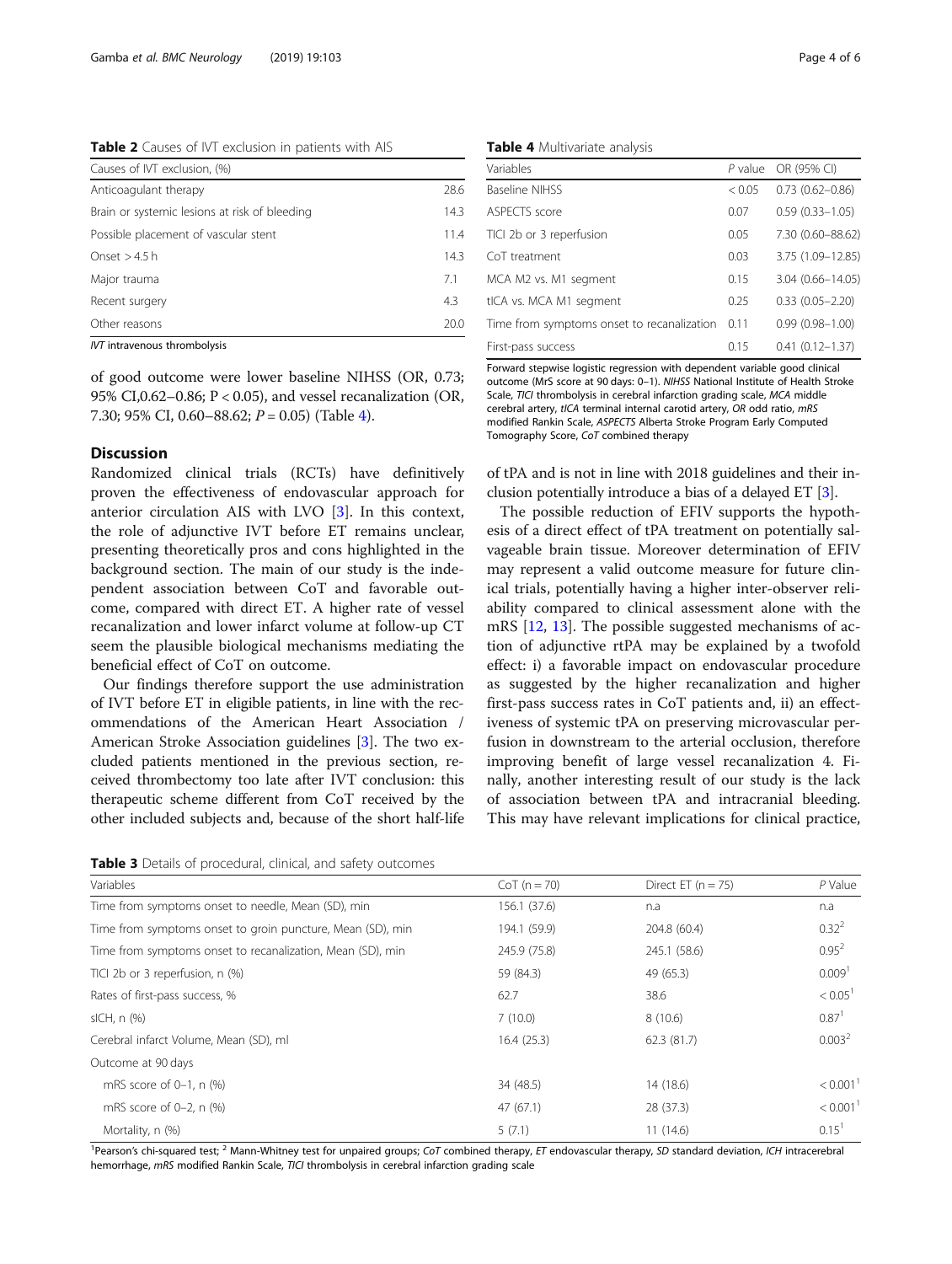**Table 2** Causes of IVT exclusion in patients with AIS

| Causes of IVT exclusion, (%) | |
|---|---|
| Anticoagulant therapy | 28.6 |
| Brain or systemic lesions at risk of bleeding | 14.3 |
| Possible placement of vascular stent | 11.4 |
| Onset > 4.5 h | 14.3 |
| Major trauma | 7.1 |
| Recent surgery | 4.3 |
| Other reasons | 20.0 |

*IVT* intravenous thrombolysis

of good outcome were lower baseline NIHSS (OR, 0.73; 95% CI,0.62–0.86; $P < 0.05$), and vessel recanalization (OR, 7.30; 95% CI, 0.60–88.62; $P = 0.05$) (Table 4).

## Discussion

Randomized clinical trials (RCTs) have definitively proven the effectiveness of endovascular approach for anterior circulation AIS with LVO [3]. In this context, the role of adjunctive IVT before ET remains unclear, presenting theoretically pros and cons highlighted in the background section. The main of our study is the independent association between CoT and favorable outcome, compared with direct ET. A higher rate of vessel recanalization and lower infarct volume at follow-up CT seem the plausible biological mechanisms mediating the beneficial effect of CoT on outcome.

Our findings therefore support the use administration of IVT before ET in eligible patients, in line with the recommendations of the American Heart Association / American Stroke Association guidelines [3]. The two excluded patients mentioned in the previous section, received thrombectomy too late after IVT conclusion: this therapeutic scheme different from CoT received by the other included subjects and, because of the short half-life of tPA and is not in line with 2018 guidelines and their inclusion potentially introduce a bias of a delayed ET [3].

The possible reduction of EFIV supports the hypothesis of a direct effect of tPA treatment on potentially salvageable brain tissue. Moreover determination of EFIV may represent a valid outcome measure for future clinical trials, potentially having a higher inter-observer reliability compared to clinical assessment alone with the mRS [12, 13]. The possible suggested mechanisms of action of adjunctive rtPA may be explained by a twofold effect: i) a favorable impact on endovascular procedure as suggested by the higher recanalization and higher first-pass success rates in CoT patients and, ii) an effectiveness of systemic tPA on preserving microvascular perfusion in downstream to the arterial occlusion, therefore improving benefit of large vessel recanalization 4. Finally, another interesting result of our study is the lack of association between tPA and intracranial bleeding. This may have relevant implications for clinical practice,

**Table 4** Multivariate analysis

| Variables | *P* value | OR (95% CI) |
|---|---|---|
| Baseline NIHSS | < 0.05 | 0.73 (0.62–0.86) |
| ASPECTS score | 0.07 | 0.59 (0.33–1.05) |
| TICI 2b or 3 reperfusion | 0.05 | 7.30 (0.60–88.62) |
| CoT treatment | 0.03 | 3.75 (1.09–12.85) |
| MCA M2 vs. M1 segment | 0.15 | 3.04 (0.66–14.05) |
| tICA vs. MCA M1 segment | 0.25 | 0.33 (0.05–2.20) |
| Time from symptoms onset to recanalization | 0.11 | 0.99 (0.98–1.00) |
| First-pass success | 0.15 | 0.41 (0.12–1.37) |

Forward stepwise logistic regression with dependent variable good clinical outcome (MrS score at 90 days: 0–1). *NIHSS* National Institute of Health Stroke Scale, *TICI* thrombolysis in cerebral infarction grading scale, *MCA* middle cerebral artery, *tICA* terminal internal carotid artery, *OR* odd ratio, *mRS* modified Rankin Scale, *ASPECTS* Alberta Stroke Program Early Computed Tomography Score, *CoT* combined therapy

**Table 3** Details of procedural, clinical, and safety outcomes

| Variables | CoT (n = 70) | Direct ET (n = 75) | *P* Value |
|---|---|---|---|
| Time from symptoms onset to needle, Mean (SD), min | 156.1 (37.6) | n.a | n.a |
| Time from symptoms onset to groin puncture, Mean (SD), min | 194.1 (59.9) | 204.8 (60.4) | 0.32[2] |
| Time from symptoms onset to recanalization, Mean (SD), min | 245.9 (75.8) | 245.1 (58.6) | 0.95[2] |
| TICI 2b or 3 reperfusion, n (%) | 59 (84.3) | 49 (65.3) | 0.009[1] |
| Rates of first-pass success, % | 62.7 | 38.6 | < 0.05[1] |
| sICH, n (%) | 7 (10.0) | 8 (10.6) | 0.87[1] |
| Cerebral infarct Volume, Mean (SD), ml | 16.4 (25.3) | 62.3 (81.7) | 0.003[2] |
| Outcome at 90 days | | | |
| mRS score of 0–1, n (%) | 34 (48.5) | 14 (18.6) | < 0.001[1] |
| mRS score of 0–2, n (%) | 47 (67.1) | 28 (37.3) | < 0.001[1] |
| Mortality, n (%) | 5 (7.1) | 11 (14.6) | 0.15[1] |

[1]Pearson's chi-squared test; [2] Mann-Whitney test for unpaired groups; *CoT* combined therapy, *ET* endovascular therapy, *SD* standard deviation, *ICH* intracerebral hemorrhage, *mRS* modified Rankin Scale, *TICI* thrombolysis in cerebral infarction grading scale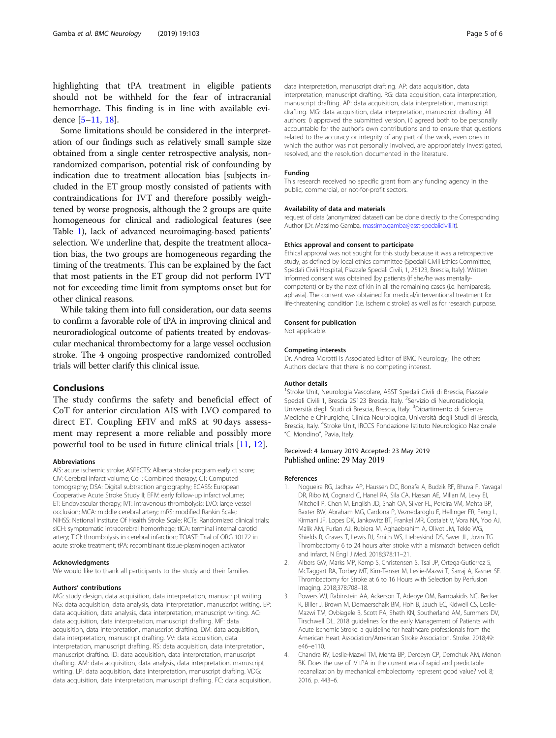highlighting that tPA treatment in eligible patients should not be withheld for the fear of intracranial hemorrhage. This finding is in line with available evidence [5–11, 18].

Some limitations should be considered in the interpretation of our findings such as relatively small sample size obtained from a single center retrospective analysis, non-randomized comparison, potential risk of confounding by indication due to treatment allocation bias [subjects included in the ET group mostly consisted of patients with contraindications for IVT and therefore possibly weightened by worse prognosis, although the 2 groups are quite homogeneous for clinical and radiological features (see Table 1), lack of advanced neuroimaging-based patients' selection. We underline that, despite the treatment allocation bias, the two groups are homogeneous regarding the timing of the treatments. This can be explained by the fact that most patients in the ET group did not perform IVT not for exceeding time limit from symptoms onset but for other clinical reasons.

While taking them into full consideration, our data seems to confirm a favorable role of tPA in improving clinical and neuroradiological outcome of patients treated by endovascular mechanical thrombectomy for a large vessel occlusion stroke. The 4 ongoing prospective randomized controlled trials will better clarify this clinical issue.

## Conclusions

The study confirms the safety and beneficial effect of CoT for anterior circulation AIS with LVO compared to direct ET. Coupling EFIV and mRS at 90 days assessment may represent a more reliable and possibly more powerful tool to be used in future clinical trials [11, 12].

### Abbreviations

AIS: acute ischemic stroke; ASPECTS: Alberta stroke program early ct score; CIV: Cerebral infarct volume; CoT: Combined therapy; CT: Computed tomography; DSA: Digital subtraction angiography; ECASS: European Cooperative Acute Stroke Study II; EFIV: early follow-up infarct volume; ET: Endovascular therapy; IVT: intravenous thrombolysis; LVO: large vessel occlusion; MCA: middle cerebral artery; mRS: modified Rankin Scale; NIHSS: National Institute Of Health Stroke Scale; RCTs: Randomized clinical trials; sICH: symptomatic intracerebral hemorrhage; tICA: terminal internal carotid artery; TICI: thrombolysis in cerebral infarction; TOAST: Trial of ORG 10172 in acute stroke treatment; tPA: recombinant tissue-plasminogen activator

### Acknowledgments

We would like to thank all participants to the study and their families.

### Authors' contributions

MG: study design, data acquisition, data interpretation, manuscript writing. NG: data acquisition, data analysis, data interpretation, manuscript writing. EP: data acquisition, data analysis, data interpretation, manuscript writing. AC: data acquisition, data interpretation, manuscript drafting. MF: data acquisition, data interpretation, manuscript drafting. DM: data acquisition, data interpretation, manuscript drafting. VV: data acquisition, data interpretation, manuscript drafting. RS: data acquisition, data interpretation, manuscript drafting. ID: data acquisition, data interpretation, manuscript drafting. AM: data acquisition, data analysis, data interpretation, manuscript writing. LP: data acquisition, data interpretation, manuscript drafting. VDG: data acquisition, data interpretation, manuscript drafting. FC: data acquisition, data interpretation, manuscript drafting. AP: data acquisition, data interpretation, manuscript drafting. RG: data acquisition, data interpretation, manuscript drafting. AP: data acquisition, data interpretation, manuscript drafting. MG: data acquisition, data interpretation, manuscript drafting. All authors: i) approved the submitted version, ii) agreed both to be personally accountable for the author's own contributions and to ensure that questions related to the accuracy or integrity of any part of the work, even ones in which the author was not personally involved, are appropriately investigated, resolved, and the resolution documented in the literature.

### Funding

This research received no specific grant from any funding agency in the public, commercial, or not-for-profit sectors.

### Availability of data and materials

request of data (anonymized dataset) can be done directly to the Corresponding Author (Dr. Massimo Gamba, massimo.gamba@asst-spedalicivili.it).

### Ethics approval and consent to participate

Ethical approval was not sought for this study because it was a retrospective study, as defined by local ethics committee (Spedali Civili Ethics Committee, Spedali Civili Hospital, Piazzale Spedali Civili, 1, 25123, Brescia, Italy). Written informed consent was obtained (by patients (if she/he was mentally-competent) or by the next of kin in all the remaining cases (i.e. hemiparesis, aphasia). The consent was obtained for medical/interventional treatment for life-threatening condition (i.e. ischemic stroke) as well as for research purpose.

### Consent for publication

Not applicable.

### Competing interests

Dr. Andrea Morotti is Associated Editor of BMC Neurology; The others Authors declare that there is no competing interest.

### Author details

[1]Stroke Unit, Neurologia Vascolare, ASST Spedali Civili di Brescia, Piazzale Spedali Civili 1, Brescia 25123 Brescia, Italy. [2]Servizio di Neuroradiologia, Università degli Studi di Brescia, Brescia, Italy. [3]Dipartimento di Scienze Mediche e Chirurgiche, Clinica Neurologica, Università degli Studi di Brescia, Brescia, Italy. [4]Stroke Unit, IRCCS Fondazione Istituto Neurologico Nazionale "C. Mondino", Pavia, Italy.

Received: 4 January 2019 Accepted: 23 May 2019
Published online: 29 May 2019

### References

1. Nogueira RG, Jadhav AP, Haussen DC, Bonafe A, Budzik RF, Bhuva P, Yavagal DR, Ribo M, Cognard C, Hanel RA, Sila CA, Hassan AE, Millan M, Levy EI, Mitchell P, Chen M, English JD, Shah QA, Silver FL, Pereira VM, Mehta BP, Baxter BW, Abraham MG, Cardona P, Veznedaroglu E, Hellinger FR, Feng L, Kirmani JF, Lopes DK, Jankowitz BT, Frankel MR, Costalat V, Vora NA, Yoo AJ, Malik AM, Furlan AJ, Rubiera M, Aghaebrahim A, Olivot JM, Tekle WG, Shields R, Graves T, Lewis RJ, Smith WS, Liebeskind DS, Saver JL, Jovin TG. Thrombectomy 6 to 24 hours after stroke with a mismatch between deficit and infarct. N Engl J Med. 2018;378:11–21.
2. Albers GW, Marks MP, Kemp S, Christensen S, Tsai JP, Ortega-Gutierrez S, McTaggart RA, Torbey MT, Kim-Tenser M, Leslie-Mazwi T, Sarraj A, Kasner SE. Thrombectomy for Stroke at 6 to 16 Hours with Selection by Perfusion Imaging. 2018;378:708–18.
3. Powers WJ, Rabinstein AA, Ackerson T, Adeoye OM, Bambakidis NC, Becker K, Biller J, Brown M, Demaerschalk BM, Hoh B, Jauch EC, Kidwell CS, Leslie-Mazwi TM, Ovbiagele B, Scott PA, Sheth KN, Southerland AM, Summers DV, Tirschwell DL. 2018 guidelines for the early Management of Patients with Acute Ischemic Stroke: a guideline for healthcare professionals from the American Heart Association/American Stroke Association. Stroke. 2018;49: e46–e110.
4. Chandra RV, Leslie-Mazwi TM, Mehta BP, Derdeyn CP, Demchuk AM, Menon BK. Does the use of IV tPA in the current era of rapid and predictable recanalization by mechanical embolectomy represent good value? vol. 8; 2016. p. 443–6.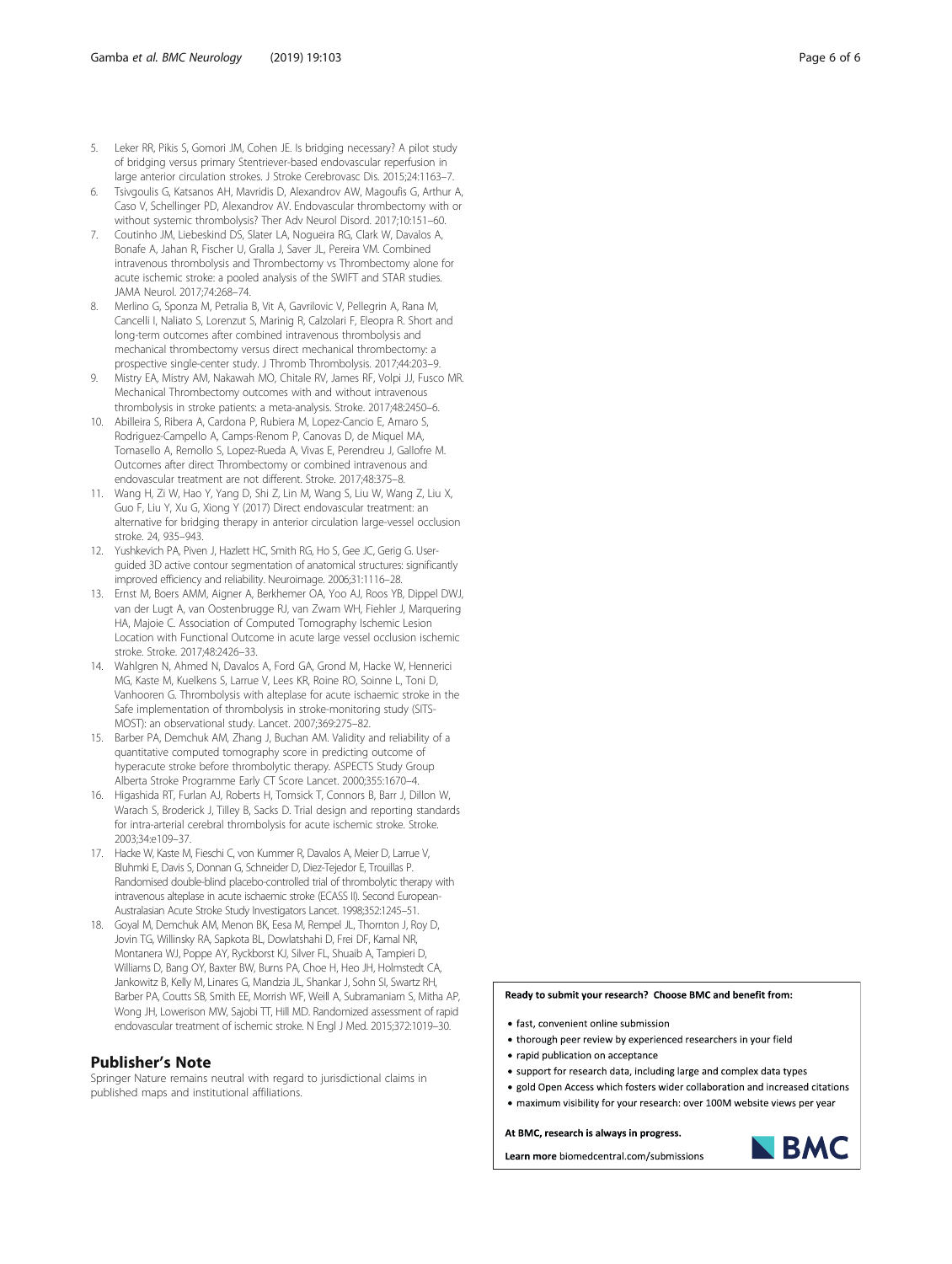5. Leker RR, Pikis S, Gomori JM, Cohen JE. Is bridging necessary? A pilot study of bridging versus primary Stentriever-based endovascular reperfusion in large anterior circulation strokes. J Stroke Cerebrovasc Dis. 2015;24:1163–7.
6. Tsivgoulis G, Katsanos AH, Mavridis D, Alexandrov AW, Magoufis G, Arthur A, Caso V, Schellinger PD, Alexandrov AV. Endovascular thrombectomy with or without systemic thrombolysis? Ther Adv Neurol Disord. 2017;10:151–60.
7. Coutinho JM, Liebeskind DS, Slater LA, Nogueira RG, Clark W, Davalos A, Bonafe A, Jahan R, Fischer U, Gralla J, Saver JL, Pereira VM. Combined intravenous thrombolysis and Thrombectomy vs Thrombectomy alone for acute ischemic stroke: a pooled analysis of the SWIFT and STAR studies. JAMA Neurol. 2017;74:268–74.
8. Merlino G, Sponza M, Petralia B, Vit A, Gavrilovic V, Pellegrin A, Rana M, Cancelli I, Naliato S, Lorenzut S, Marinig R, Calzolari F, Eleopra R. Short and long-term outcomes after combined intravenous thrombolysis and mechanical thrombectomy versus direct mechanical thrombectomy: a prospective single-center study. J Thromb Thrombolysis. 2017;44:203–9.
9. Mistry EA, Mistry AM, Nakawah MO, Chitale RV, James RF, Volpi JJ, Fusco MR. Mechanical Thrombectomy outcomes with and without intravenous thrombolysis in stroke patients: a meta-analysis. Stroke. 2017;48:2450–6.
10. Abilleira S, Ribera A, Cardona P, Rubiera M, Lopez-Cancio E, Amaro S, Rodriguez-Campello A, Camps-Renom P, Canovas D, de Miquel MA, Tomasello A, Remollo S, Lopez-Rueda A, Vivas E, Perendreu J, Gallofre M. Outcomes after direct Thrombectomy or combined intravenous and endovascular treatment are not different. Stroke. 2017;48:375–8.
11. Wang H, Zi W, Hao Y, Yang D, Shi Z, Lin M, Wang S, Liu W, Wang Z, Liu X, Guo F, Liu Y, Xu G, Xiong Y (2017) Direct endovascular treatment: an alternative for bridging therapy in anterior circulation large-vessel occlusion stroke. 24, 935–943.
12. Yushkevich PA, Piven J, Hazlett HC, Smith RG, Ho S, Gee JC, Gerig G. User-guided 3D active contour segmentation of anatomical structures: significantly improved efficiency and reliability. Neuroimage. 2006;31:1116–28.
13. Ernst M, Boers AMM, Aigner A, Berkhemer OA, Yoo AJ, Roos YB, Dippel DWJ, van der Lugt A, van Oostenbrugge RJ, van Zwam WH, Fiehler J, Marquering HA, Majoie C. Association of Computed Tomography Ischemic Lesion Location with Functional Outcome in acute large vessel occlusion ischemic stroke. Stroke. 2017;48:2426–33.
14. Wahlgren N, Ahmed N, Davalos A, Ford GA, Grond M, Hacke W, Hennerici MG, Kaste M, Kuelkens S, Larrue V, Lees KR, Roine RO, Soinne L, Toni D, Vanhooren G. Thrombolysis with alteplase for acute ischaemic stroke in the Safe implementation of thrombolysis in stroke-monitoring study (SITS-MOST): an observational study. Lancet. 2007;369:275–82.
15. Barber PA, Demchuk AM, Zhang J, Buchan AM. Validity and reliability of a quantitative computed tomography score in predicting outcome of hyperacute stroke before thrombolytic therapy. ASPECTS Study Group Alberta Stroke Programme Early CT Score Lancet. 2000;355:1670–4.
16. Higashida RT, Furlan AJ, Roberts H, Tomsick T, Connors B, Barr J, Dillon W, Warach S, Broderick J, Tilley B, Sacks D. Trial design and reporting standards for intra-arterial cerebral thrombolysis for acute ischemic stroke. Stroke. 2003;34:e109–37.
17. Hacke W, Kaste M, Fieschi C, von Kummer R, Davalos A, Meier D, Larrue V, Bluhmki E, Davis S, Donnan G, Schneider D, Diez-Tejedor E, Trouillas P. Randomised double-blind placebo-controlled trial of thrombolytic therapy with intravenous alteplase in acute ischaemic stroke (ECASS II). Second European-Australasian Acute Stroke Study Investigators Lancet. 1998;352:1245–51.
18. Goyal M, Demchuk AM, Menon BK, Eesa M, Rempel JL, Thornton J, Roy D, Jovin TG, Willinsky RA, Sapkota BL, Dowlatshahi D, Frei DF, Kamal NR, Montanera WJ, Poppe AY, Ryckborst KJ, Silver FL, Shuaib A, Tampieri D, Williams D, Bang OY, Baxter BW, Burns PA, Choe H, Heo JH, Holmstedt CA, Jankowitz B, Kelly M, Linares G, Mandzia JL, Shankar J, Sohn SI, Swartz RH, Barber PA, Coutts SB, Smith EE, Morrish WF, Weill A, Subramaniam S, Mitha AP, Wong JH, Lowerison MW, Sajobi TT, Hill MD. Randomized assessment of rapid endovascular treatment of ischemic stroke. N Engl J Med. 2015;372:1019–30.

## Publisher's Note

Springer Nature remains neutral with regard to jurisdictional claims in published maps and institutional affiliations.

**Ready to submit your research? Choose BMC and benefit from:**

- fast, convenient online submission
- thorough peer review by experienced researchers in your field
- rapid publication on acceptance
- support for research data, including large and complex data types
- gold Open Access which fosters wider collaboration and increased citations
- maximum visibility for your research: over 100M website views per year

**At BMC, research is always in progress.**

**Learn more** biomedcentral.com/submissions

BMC